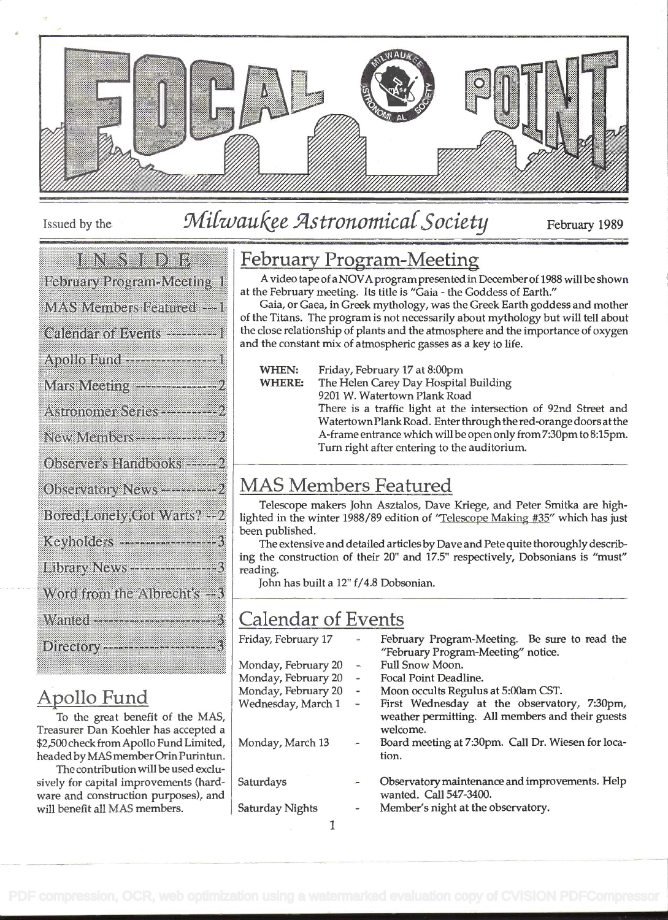# FOCAL POINT

Issued by the *Milwaukee Astronomical Society* February 1989

## INSIDE

- February Program-Meeting 1
- MAS Members Featured 1
- Calendar of Events 1
- Apollo Fund 1
- Mars Meeting 2
- Astronomer Series 2
- New Members 2
- Observer's Handbooks 2
- Observatory News 2
- Bored,Lonely,Got Warts? 2
- Keyholders 3
- Library News 3
- Word from the Albrecht's 3
- Wanted 3
- Directory 3

## Apollo Fund

To the great benefit of the MAS, Treasurer Dan Koehler has accepted a $2,500 check from Apollo Fund Limited, headed by MAS member Orin Purintun.

The contribution will be used exclusively for capital improvements (hardware and construction purposes), and will benefit all MAS members.

## February Program-Meeting

A video tape of a NOVA program presented in December of 1988 will be shown at the February meeting. Its title is "Gaia - the Goddess of Earth."

Gaia, or Gaea, in Greek mythology, was the Greek Earth goddess and mother of the Titans. The program is not necessarily about mythology but will tell about the close relationship of plants and the atmosphere and the importance of oxygen and the constant mix of atmospheric gasses as a key to life.

**WHEN:** Friday, February 17 at 8:00pm

**WHERE:** The Helen Carey Day Hospital Building
9201 W. Watertown Plank Road
There is a traffic light at the intersection of 92nd Street and Watertown Plank Road. Enter through the red-orange doors at the A-frame entrance which will be open only from 7:30pm to 8:15pm. Turn right after entering to the auditorium.

## MAS Members Featured

Telescope makers John Asztalos, Dave Kriege, and Peter Smitka are highlighted in the winter 1988/89 edition of "Telescope Making #35" which has just been published.

The extensive and detailed articles by Dave and Pete quite thoroughly describing the construction of their 20" and 17.5" respectively, Dobsonians is "must" reading.

John has built a 12" f/4.8 Dobsonian.

## Calendar of Events

| | | |
|---|---|---|
| Friday, February 17 | - | February Program-Meeting. Be sure to read the "February Program-Meeting" notice. |
| Monday, February 20 | - | Full Snow Moon. |
| Monday, February 20 | - | Focal Point Deadline. |
| Monday, February 20 | - | Moon occults Regulus at 5:00am CST. |
| Wednesday, March 1 | - | First Wednesday at the observatory, 7:30pm, weather permitting. All members and their guests welcome. |
| Monday, March 13 | - | Board meeting at 7:30pm. Call Dr. Wiesen for location. |
| Saturdays | - | Observatory maintenance and improvements. Help wanted. Call 547-3400. |
| Saturday Nights | - | Member's night at the observatory. |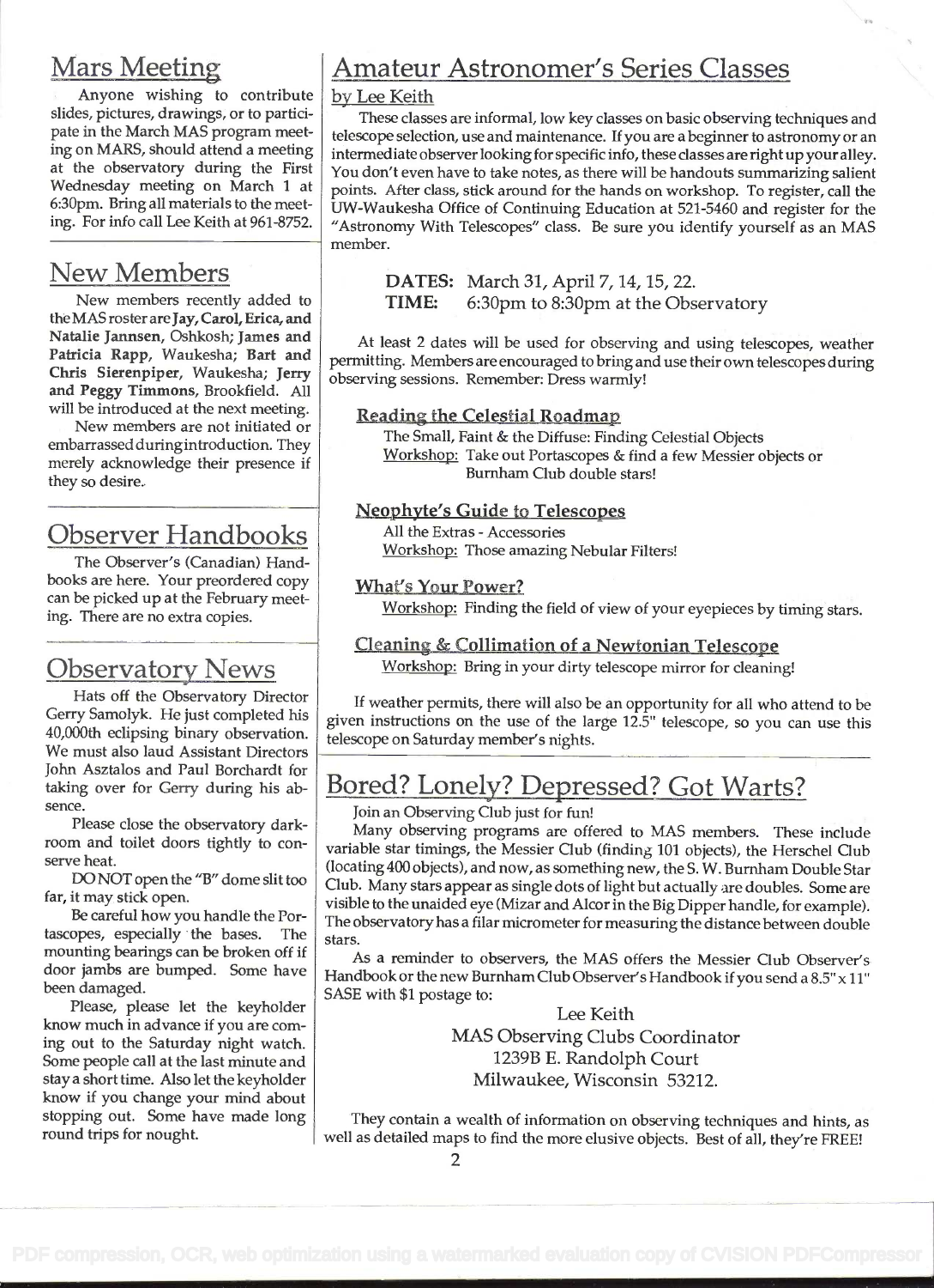## Mars Meeting

Anyone wishing to contribute slides, pictures, drawings, or to participate in the March MAS program meeting on MARS, should attend a meeting at the observatory during the First Wednesday meeting on March 1 at 6:30pm. Bring all materials to the meeting. For info call Lee Keith at 961-8752.

## New Members

New members recently added to the MAS roster are **Jay, Carol, Erica, and Natalie Jannsen**, Oshkosh; **James and Patricia Rapp**, Waukesha; **Bart and Chris Sierenpiper**, Waukesha; **Jerry and Peggy Timmons**, Brookfield. All will be introduced at the next meeting.

New members are not initiated or embarrassed during introduction. They merely acknowledge their presence if they so desire.

## Observer Handbooks

The Observer's (Canadian) Handbooks are here. Your preordered copy can be picked up at the February meeting. There are no extra copies.

## Observatory News

Hats off the Observatory Director Gerry Samolyk. He just completed his 40,000th eclipsing binary observation. We must also laud Assistant Directors John Asztalos and Paul Borchardt for taking over for Gerry during his absence.

Please close the observatory darkroom and toilet doors tightly to conserve heat.

DO NOT open the "B" dome slit too far, it may stick open.

Be careful how you handle the Portascopes, especially the bases. The mounting bearings can be broken off if door jambs are bumped. Some have been damaged.

Please, please let the keyholder know much in advance if you are coming out to the Saturday night watch. Some people call at the last minute and stay a short time. Also let the keyholder know if you change your mind about stopping out. Some have made long round trips for nought.

## Amateur Astronomer's Series Classes

by Lee Keith

These classes are informal, low key classes on basic observing techniques and telescope selection, use and maintenance. If you are a beginner to astronomy or an intermediate observer looking for specific info, these classes are right up your alley. You don't even have to take notes, as there will be handouts summarizing salient points. After class, stick around for the hands on workshop. To register, call the UW-Waukesha Office of Continuing Education at 521-5460 and register for the "Astronomy With Telescopes" class. Be sure you identify yourself as an MAS member.

**DATES:** March 31, April 7, 14, 15, 22.
**TIME:** 6:30pm to 8:30pm at the Observatory

At least 2 dates will be used for observing and using telescopes, weather permitting. Members are encouraged to bring and use their own telescopes during observing sessions. Remember: Dress warmly!

**Reading the Celestial Roadmap**
The Small, Faint & the Diffuse: Finding Celestial Objects
Workshop: Take out Portascopes & find a few Messier objects or Burnham Club double stars!

**Neophyte's Guide to Telescopes**
All the Extras - Accessories
Workshop: Those amazing Nebular Filters!

**What's Your Power?**
Workshop: Finding the field of view of your eyepieces by timing stars.

**Cleaning & Collimation of a Newtonian Telescope**
Workshop: Bring in your dirty telescope mirror for cleaning!

If weather permits, there will also be an opportunity for all who attend to be given instructions on the use of the large 12.5" telescope, so you can use this telescope on Saturday member's nights.

## Bored? Lonely? Depressed? Got Warts?

Join an Observing Club just for fun!

Many observing programs are offered to MAS members. These include variable star timings, the Messier Club (finding 101 objects), the Herschel Club (locating 400 objects), and now, as something new, the S. W. Burnham Double Star Club. Many stars appear as single dots of light but actually are doubles. Some are visible to the unaided eye (Mizar and Alcor in the Big Dipper handle, for example). The observatory has a filar micrometer for measuring the distance between double stars.

As a reminder to observers, the MAS offers the Messier Club Observer's Handbook or the new Burnham Club Observer's Handbook if you send a 8.5" x 11" SASE with $1 postage to:

Lee Keith
MAS Observing Clubs Coordinator
1239B E. Randolph Court
Milwaukee, Wisconsin 53212.

They contain a wealth of information on observing techniques and hints, as well as detailed maps to find the more elusive objects. Best of all, they're FREE!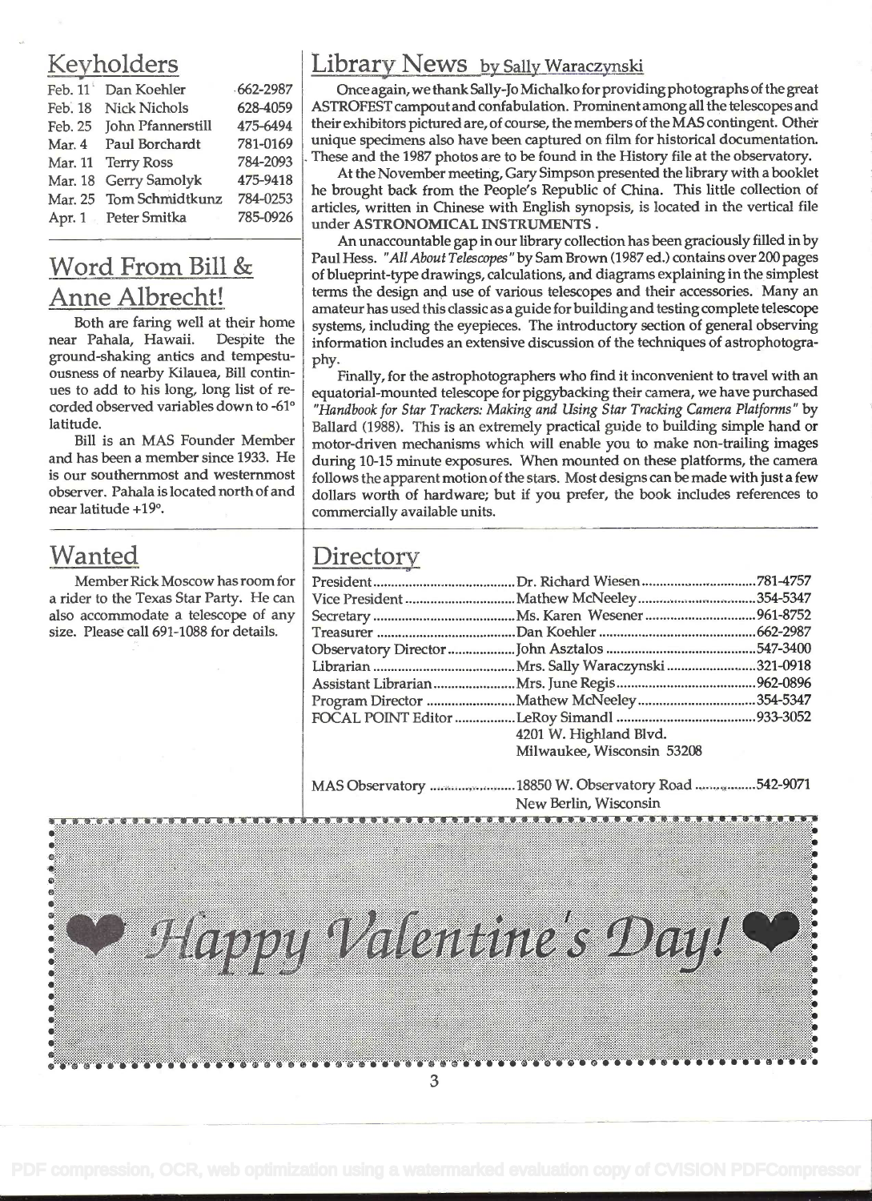## Keyholders

| | | |
|---|---|---|
| Feb. 11 | Dan Koehler | 662-2987 |
| Feb. 18 | Nick Nichols | 628-4059 |
| Feb. 25 | John Pfannerstill | 475-6494 |
| Mar. 4 | Paul Borchardt | 781-0169 |
| Mar. 11 | Terry Ross | 784-2093 |
| Mar. 18 | Gerry Samolyk | 475-9418 |
| Mar. 25 | Tom Schmidtkunz | 784-0253 |
| Apr. 1 | Peter Smitka | 785-0926 |

## Word From Bill & Anne Albrecht!

Both are faring well at their home near Pahala, Hawaii. Despite the ground-shaking antics and tempestuousness of nearby Kilauea, Bill continues to add to his long, long list of recorded observed variables down to -61° latitude.

Bill is an MAS Founder Member and has been a member since 1933. He is our southernmost and westernmost observer. Pahala is located north of and near latitude +19°.

## Wanted

Member Rick Moscow has room for a rider to the Texas Star Party. He can also accommodate a telescope of any size. Please call 691-1088 for details.

## Library News by Sally Waraczynski

Once again, we thank Sally-Jo Michalko for providing photographs of the great ASTROFEST campout and confabulation. Prominent among all the telescopes and their exhibitors pictured are, of course, the members of the MAS contingent. Other unique specimens also have been captured on film for historical documentation. These and the 1987 photos are to be found in the History file at the observatory.

At the November meeting, Gary Simpson presented the library with a booklet he brought back from the People's Republic of China. This little collection of articles, written in Chinese with English synopsis, is located in the vertical file under **ASTRONOMICAL INSTRUMENTS**.

An unaccountable gap in our library collection has been graciously filled in by Paul Hess. *"All About Telescopes"* by Sam Brown (1987 ed.) contains over 200 pages of blueprint-type drawings, calculations, and diagrams explaining in the simplest terms the design and use of various telescopes and their accessories. Many an amateur has used this classic as a guide for building and testing complete telescope systems, including the eyepieces. The introductory section of general observing information includes an extensive discussion of the techniques of astrophotography.

Finally, for the astrophotographers who find it inconvenient to travel with an equatorial-mounted telescope for piggybacking their camera, we have purchased *"Handbook for Star Trackers: Making and Using Star Tracking Camera Platforms"* by Ballard (1988). This is an extremely practical guide to building simple hand or motor-driven mechanisms which will enable you to make non-trailing images during 10-15 minute exposures. When mounted on these platforms, the camera follows the apparent motion of the stars. Most designs can be made with just a few dollars worth of hardware; but if you prefer, the book includes references to commercially available units.

## Directory

| | | |
|---|---|---|
| President | Dr. Richard Wiesen | 781-4757 |
| Vice President | Mathew McNeeley | 354-5347 |
| Secretary | Ms. Karen Wesener | 961-8752 |
| Treasurer | Dan Koehler | 662-2987 |
| Observatory Director | John Asztalos | 547-3400 |
| Librarian | Mrs. Sally Waraczynski | 321-0918 |
| Assistant Librarian | Mrs. June Regis | 962-0896 |
| Program Director | Mathew McNeeley | 354-5347 |
| FOCAL POINT Editor | LeRoy Simandl<br>4201 W. Highland Blvd.<br>Milwaukee, Wisconsin 53208 | 933-3052 |
| MAS Observatory | 18850 W. Observatory Road<br>New Berlin, Wisconsin | 542-9071 |

❤ Happy Valentine's Day! ❤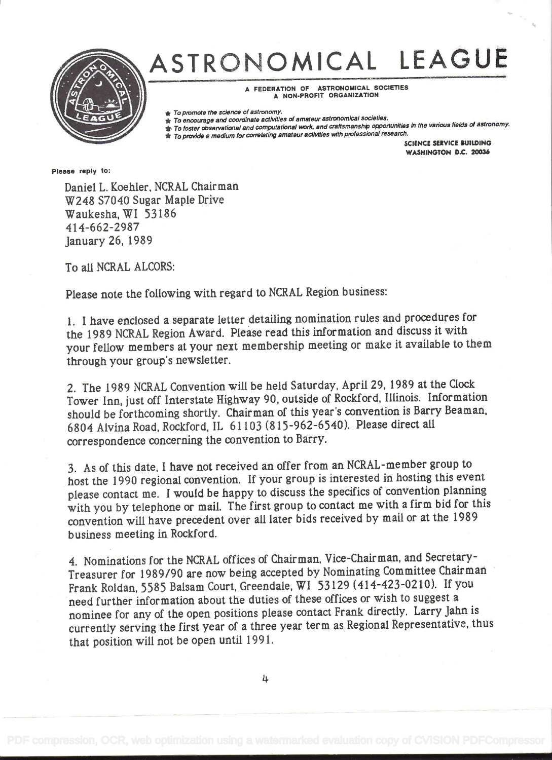# ASTRONOMICAL LEAGUE

A FEDERATION OF ASTRONOMICAL SOCIETIES
A NON-PROFIT ORGANIZATION

- *To promote the science of astronomy.*
- *To encourage and coordinate activities of amateur astronomical societies.*
- *To foster observational and computational work, and craftsmanship opportunities in the various fields of astronomy.*
- *To provide a medium for correlating amateur activities with professional research.*

SCIENCE SERVICE BUILDING
WASHINGTON D.C. 20036

Please reply to:

Daniel L. Koehler, NCRAL Chairman
W248 S7040 Sugar Maple Drive
Waukesha, WI 53186
414-662-2987
January 26, 1989

To all NCRAL ALCORS:

Please note the following with regard to NCRAL Region business:

1. I have enclosed a separate letter detailing nomination rules and procedures for the 1989 NCRAL Region Award. Please read this information and discuss it with your fellow members at your next membership meeting or make it available to them through your group's newsletter.

2. The 1989 NCRAL Convention will be held Saturday, April 29, 1989 at the Clock Tower Inn, just off Interstate Highway 90, outside of Rockford, Illinois. Information should be forthcoming shortly. Chairman of this year's convention is Barry Beaman, 6804 Alvina Road, Rockford, IL 61103 (815-962-6540). Please direct all correspondence concerning the convention to Barry.

3. As of this date, I have not received an offer from an NCRAL-member group to host the 1990 regional convention. If your group is interested in hosting this event please contact me. I would be happy to discuss the specifics of convention planning with you by telephone or mail. The first group to contact me with a firm bid for this convention will have precedent over all later bids received by mail or at the 1989 business meeting in Rockford.

4. Nominations for the NCRAL offices of Chairman, Vice-Chairman, and Secretary-Treasurer for 1989/90 are now being accepted by Nominating Committee Chairman Frank Roldan, 5585 Balsam Court, Greendale, WI 53129 (414-423-0210). If you need further information about the duties of these offices or wish to suggest a nominee for any of the open positions please contact Frank directly. Larry Jahn is currently serving the first year of a three year term as Regional Representative, thus that position will not be open until 1991.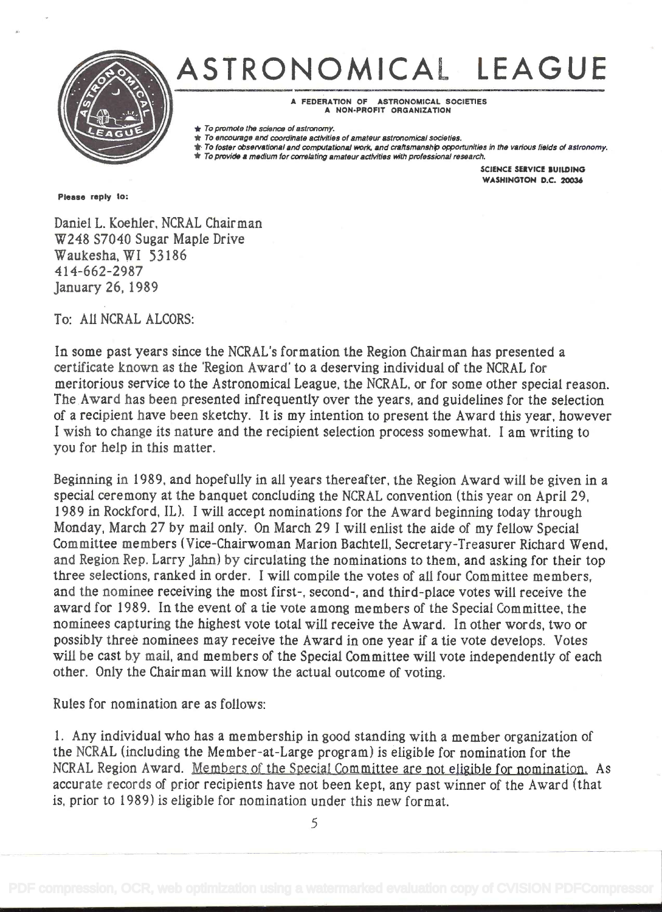# ASTRONOMICAL LEAGUE

A FEDERATION OF ASTRONOMICAL SOCIETIES
A NON-PROFIT ORGANIZATION

- *To promote the science of astronomy.*
- *To encourage and coordinate activities of amateur astronomical societies.*
- *To foster observational and computational work, and craftsmanship opportunities in the various fields of astronomy.*
- *To provide a medium for correlating amateur activities with professional research.*

SCIENCE SERVICE BUILDING
WASHINGTON D.C. 20036

Please reply to:

Daniel L. Koehler, NCRAL Chairman
W248 S7040 Sugar Maple Drive
Waukesha, WI 53186
414-662-2987
January 26, 1989

To: All NCRAL ALCORS:

In some past years since the NCRAL's formation the Region Chairman has presented a certificate known as the 'Region Award' to a deserving individual of the NCRAL for meritorious service to the Astronomical League, the NCRAL, or for some other special reason. The Award has been presented infrequently over the years, and guidelines for the selection of a recipient have been sketchy. It is my intention to present the Award this year, however I wish to change its nature and the recipient selection process somewhat. I am writing to you for help in this matter.

Beginning in 1989, and hopefully in all years thereafter, the Region Award will be given in a special ceremony at the banquet concluding the NCRAL convention (this year on April 29, 1989 in Rockford, IL). I will accept nominations for the Award beginning today through Monday, March 27 by mail only. On March 29 I will enlist the aide of my fellow Special Committee members (Vice-Chairwoman Marion Bachtell, Secretary-Treasurer Richard Wend, and Region Rep. Larry Jahn) by circulating the nominations to them, and asking for their top three selections, ranked in order. I will compile the votes of all four Committee members, and the nominee receiving the most first-, second-, and third-place votes will receive the award for 1989. In the event of a tie vote among members of the Special Committee, the nominees capturing the highest vote total will receive the Award. In other words, two or possibly three nominees may receive the Award in one year if a tie vote develops. Votes will be cast by mail, and members of the Special Committee will vote independently of each other. Only the Chairman will know the actual outcome of voting.

Rules for nomination are as follows:

1. Any individual who has a membership in good standing with a member organization of the NCRAL (including the Member-at-Large program) is eligible for nomination for the NCRAL Region Award. Members of the Special Committee are not eligible for nomination. As accurate records of prior recipients have not been kept, any past winner of the Award (that is, prior to 1989) is eligible for nomination under this new format.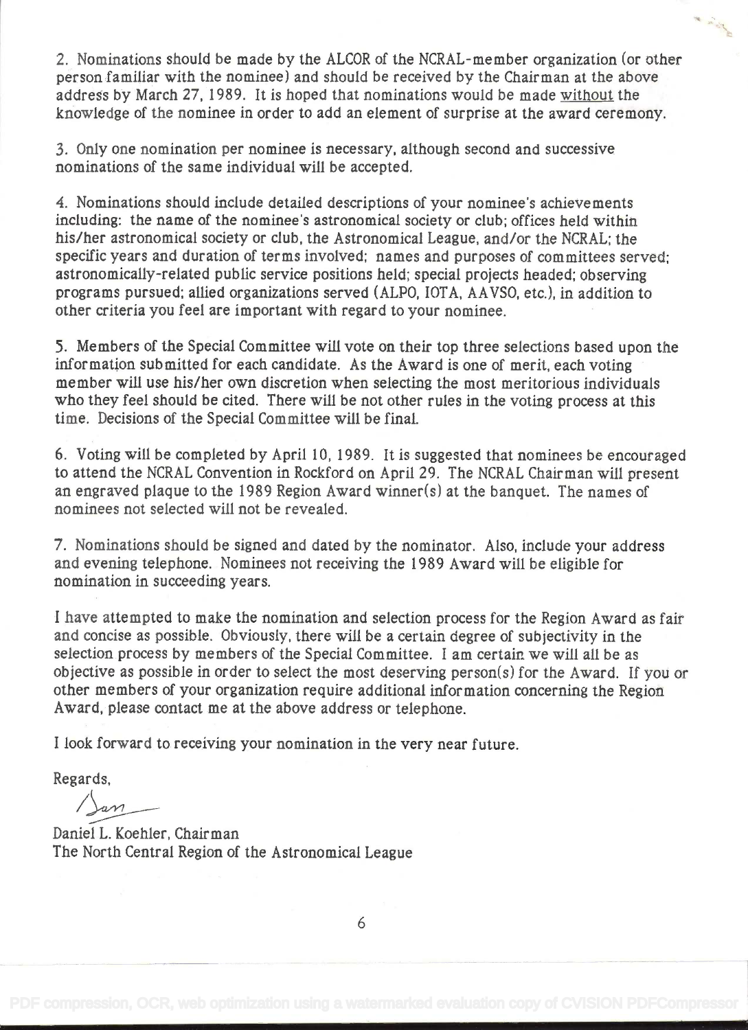2. Nominations should be made by the ALCOR of the NCRAL-member organization (or other person familiar with the nominee) and should be received by the Chairman at the above address by March 27, 1989. It is hoped that nominations would be made without the knowledge of the nominee in order to add an element of surprise at the award ceremony.

3. Only one nomination per nominee is necessary, although second and successive nominations of the same individual will be accepted.

4. Nominations should include detailed descriptions of your nominee's achievements including: the name of the nominee's astronomical society or club; offices held within his/her astronomical society or club, the Astronomical League, and/or the NCRAL; the specific years and duration of terms involved; names and purposes of committees served; astronomically-related public service positions held; special projects headed; observing programs pursued; allied organizations served (ALPO, IOTA, AAVSO, etc.), in addition to other criteria you feel are important with regard to your nominee.

5. Members of the Special Committee will vote on their top three selections based upon the information submitted for each candidate. As the Award is one of merit, each voting member will use his/her own discretion when selecting the most meritorious individuals who they feel should be cited. There will be not other rules in the voting process at this time. Decisions of the Special Committee will be final.

6. Voting will be completed by April 10, 1989. It is suggested that nominees be encouraged to attend the NCRAL Convention in Rockford on April 29. The NCRAL Chairman will present an engraved plaque to the 1989 Region Award winner(s) at the banquet. The names of nominees not selected will not be revealed.

7. Nominations should be signed and dated by the nominator. Also, include your address and evening telephone. Nominees not receiving the 1989 Award will be eligible for nomination in succeeding years.

I have attempted to make the nomination and selection process for the Region Award as fair and concise as possible. Obviously, there will be a certain degree of subjectivity in the selection process by members of the Special Committee. I am certain we will all be as objective as possible in order to select the most deserving person(s) for the Award. If you or other members of your organization require additional information concerning the Region Award, please contact me at the above address or telephone.

I look forward to receiving your nomination in the very near future.

Regards,

Dan

Daniel L. Koehler, Chairman
The North Central Region of the Astronomical League